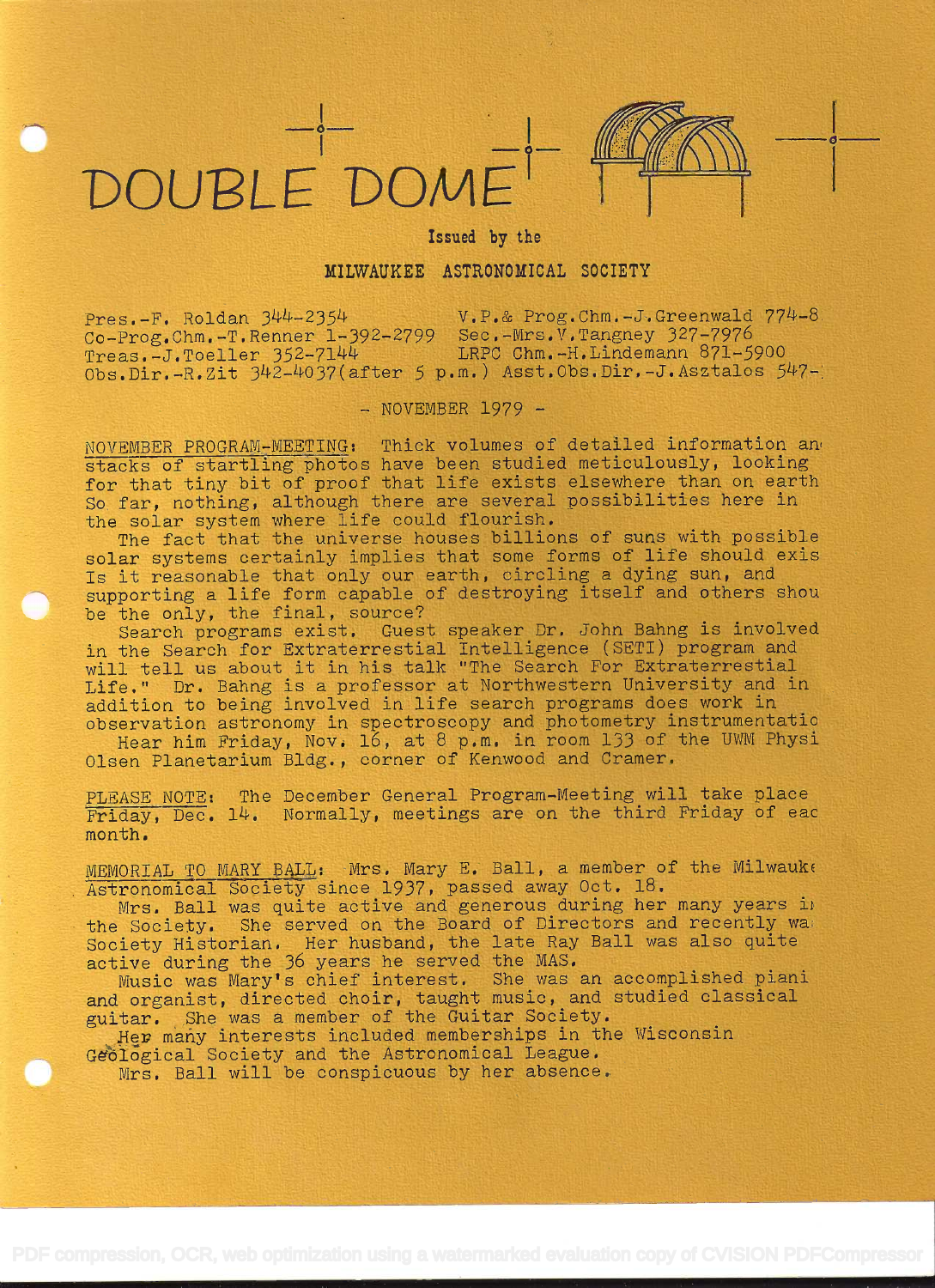# DOUBLE DOME

Issued by the

## MILWAUKEE ASTRONOMICAL SOCIETY

Pres.-F. Roldan 344-2354 V.P.& Prog.Chm.-J.Greenwald 774-8
Co-Prog.Chm.-T.Renner 1-392-2799 Sec.-Mrs.V.Tangney 327-7976
Treas.-J.Toeller 352-7144 LRPC Chm.-H.Lindemann 871-5900
Obs.Dir.-R.Zit 342-4037(after 5 p.m.) Asst.Obs.Dir.-J.Asztalos 547-

- NOVEMBER 1979 -

NOVEMBER PROGRAM-MEETING: Thick volumes of detailed information an stacks of startling photos have been studied meticulously, looking for that tiny bit of proof that life exists elsewhere than on earth So far, nothing, although there are several possibilities here in the solar system where life could flourish.

The fact that the universe houses billions of suns with possible solar systems certainly implies that some forms of life should exis Is it reasonable that only our earth, circling a dying sun, and supporting a life form capable of destroying itself and others shou be the only, the final, source?

Search programs exist. Guest speaker Dr. John Bahng is involved in the Search for Extraterrestial Intelligence (SETI) program and will tell us about it in his talk "The Search For Extraterrestial Life." Dr. Bahng is a professor at Northwestern University and in addition to being involved in life search programs does work in observation astronomy in spectroscopy and photometry instrumentatio

Hear him Friday, Nov. 16, at 8 p.m. in room 133 of the UWM Physi Olsen Planetarium Bldg., corner of Kenwood and Cramer.

PLEASE NOTE: The December General Program-Meeting will take place Friday, Dec. 14. Normally, meetings are on the third Friday of eac month.

MEMORIAL TO MARY BALL: Mrs. Mary E. Ball, a member of the Milwauk Astronomical Society since 1937, passed away Oct. 18.

Mrs. Ball was quite active and generous during her many years i the Society. She served on the Board of Directors and recently wa Society Historian. Her husband, the late Ray Ball was also quite active during the 36 years he served the MAS.

Music was Mary's chief interest. She was an accomplished piani and organist, directed choir, taught music, and studied classical guitar. She was a member of the Guitar Society.

Her many interests included memberships in the Wisconsin Geological Society and the Astronomical League.

Mrs. Ball will be conspicuous by her absence.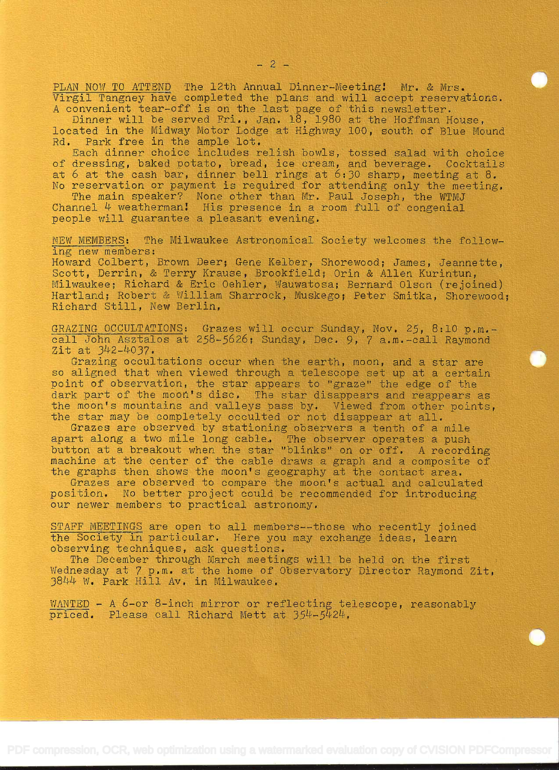PLAN NOW TO ATTEND The 12th Annual Dinner-Meeting! Mr. & Mrs. Virgil Tangney have completed the plans and will accept reservations. A convenient tear-off is on the last page of this newsletter.

Dinner will be served Fri., Jan. 18, 1980 at the Hoffman House, located in the Midway Motor Lodge at Highway 100, south of Blue Mound Rd. Park free in the ample lot.

Each dinner choice includes relish bowls, tossed salad with choice of dressing, baked potato, bread, ice cream, and beverage. Cocktails at 6 at the cash bar, dinner bell rings at 6:30 sharp, meeting at 8. No reservation or payment is required for attending only the meeting.

The main speaker? None other than Mr. Paul Joseph, the WTMJ Channel 4 weatherman! His presence in a room full of congenial people will guarantee a pleasant evening.

NEW MEMBERS: The Milwaukee Astronomical Society welcomes the following new members:
Howard Colbert, Brown Deer; Gene Kelber, Shorewood; James, Jeannette, Scott, Derrin, & Terry Krause, Brookfield; Orin & Allen Kurintun, Milwaukee; Richard & Eric Oehler, Wauwatosa; Bernard Olson (rejoined) Hartland; Robert & William Sharrock, Muskego; Peter Smitka, Shorewood; Richard Still, New Berlin.

GRAZING OCCULTATIONS: Grazes will occur Sunday, Nov. 25, 8:10 p.m.-call John Asztalos at 258-5626; Sunday, Dec. 9, 7 a.m.-call Raymond Zit at 342-4037.

Grazing occultations occur when the earth, moon, and a star are so aligned that when viewed through a telescope set up at a certain point of observation, the star appears to "graze" the edge of the dark part of the moon's disc. The star disappears and reappears as the moon's mountains and valleys pass by. Viewed from other points, the star may be completely occulted or not disappear at all.

Grazes are observed by stationing observers a tenth of a mile apart along a two mile long cable. The observer operates a push button at a breakout when the star "blinks" on or off. A recording machine at the center of the cable draws a graph and a composite of the graphs then shows the moon's geography at the contact area.

Grazes are observed to compare the moon's actual and calculated position. No better project could be recommended for introducing our newer members to practical astronomy.

STAFF MEETINGS are open to all members--those who recently joined the Society in particular. Here you may exchange ideas, learn observing techniques, ask questions.

The December through March meetings will be held on the first Wednesday at 7 p.m. at the home of Observatory Director Raymond Zit, 3844 W. Park Hill Av. in Milwaukee.

WANTED - A 6-or 8-inch mirror or reflecting telescope, reasonably priced. Please call Richard Mett at 354-5424.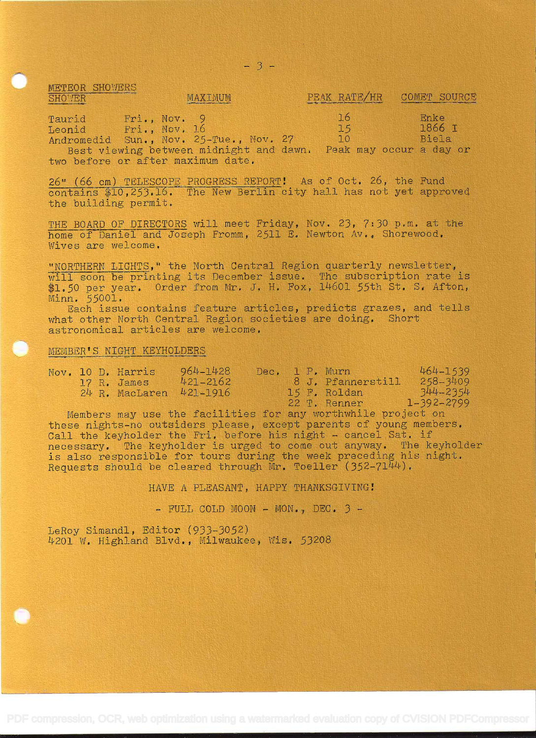## METEOR SHOWERS

| SHOWER | MAXIMUM | PEAK RATE/HR | COMET SOURCE |
|---|---|---|---|
| Taurid | Fri., Nov. 9 | 16 | Enke |
| Leonid | Fri., Nov. 16 | 15 | 1866 I |
| Andromedid | Sun., Nov. 25-Tue., Nov. 27 | 10 | Biela |

Best viewing between midnight and dawn. Peak may occur a day or two before or after maximum date.

26" (66 cm) TELESCOPE PROGRESS REPORT! As of Oct. 26, the Fund contains $10,253.16. The New Berlin city hall has not yet approved the building permit.

THE BOARD OF DIRECTORS will meet Friday, Nov. 23, 7:30 p.m. at the home of Daniel and Joseph Fromm, 2511 E. Newton Av., Shorewood. Wives are welcome.

"NORTHERN LIGHTS," the North Central Region quarterly newsletter, will soon be printing its December issue. The subscription rate is $1.50 per year. Order from Mr. J. H. Fox, 14601 55th St. S. Afton, Minn. 55001.

Each issue contains feature articles, predicts grazes, and tells what other North Central Region societies are doing. Short astronomical articles are welcome.

## MEMBER'S NIGHT KEYHOLDERS

| Date | Keyholder | Phone | Date | Keyholder | Phone |
|---|---|---|---|---|---|
| Nov. 10 | D. Harris | 964-1428 | Dec. 1 | P. Murn | 464-1539 |
| 17 | R. James | 421-2162 | 8 | J. Pfannerstill | 258-3409 |
| 24 | R. MacLaren | 421-1916 | 15 | F. Roldan | 344-2354 |
| | | | 22 | T. Renner | 1-392-2799 |

Members may use the facilities for any worthwhile project on these nights-no outsiders please, except parents of young members. Call the keyholder the Fri. before his night - cancel Sat. if necessary. The keyholder is urged to come out anyway. The keyholder is also responsible for tours during the week preceding his night. Requests should be cleared through Mr. Toeller (352-7144).

HAVE A PLEASANT, HAPPY THANKSGIVING!

- FULL COLD MOON - MON., DEC. 3 -

LeRoy Simandl, Editor (933-3052)
4201 W. Highland Blvd., Milwaukee, Wis. 53208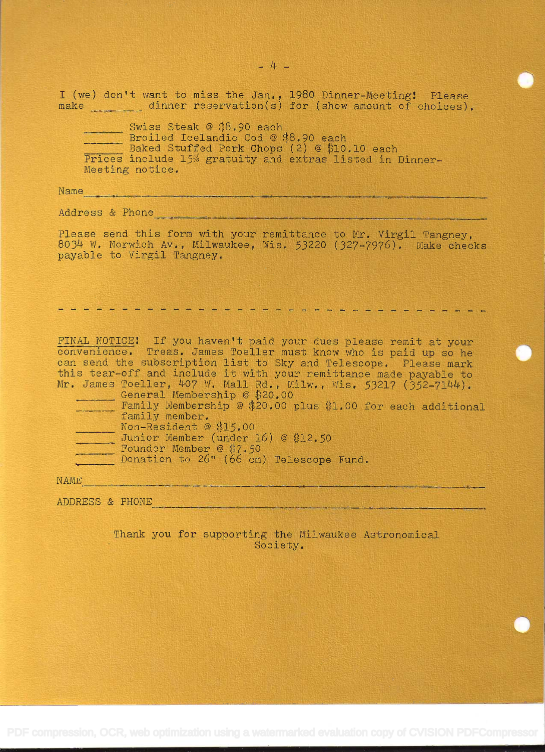I (we) don't want to miss the Jan., 1980 Dinner-Meeting! Please make ________ dinner reservation(s) for (show amount of choices).

______ Swiss Steak @ $8.90 each
______ Broiled Icelandic Cod @ $8.90 each
______ Baked Stuffed Pork Chops (2) @ $10.10 each

Prices include 15% gratuity and extras listed in Dinner-Meeting notice.

Name ________________________________________________

Address & Phone ________________________________________

Please send this form with your remittance to Mr. Virgil Tangney, 8034 W. Norwich Av., Milwaukee, Wis. 53220 (327-7976). Make checks payable to Virgil Tangney.

- - - - - - - - - - - - - - - - - - - - - - - - - - - - - - - - - - -

FINAL NOTICE! If you haven't paid your dues please remit at your convenience. Treas. James Toeller must know who is paid up so he can send the subscription list to Sky and Telescope. Please mark this tear-off and include it with your remittance made payable to Mr. James Toeller, 407 W. Mall Rd., Milw., Wis. 53217 (352-7144).

______ General Membership @ $20.00
______ Family Membership @ $20.00 plus $1.00 for each additional family member.
______ Non-Resident @ $15.00
______ Junior Member (under 16) @ $12.50
______ Founder Member @ $7.50
______ Donation to 26" (66 cm) Telescope Fund.

NAME ________________________________________________

ADDRESS & PHONE ________________________________________

Thank you for supporting the Milwaukee Astronomical Society.